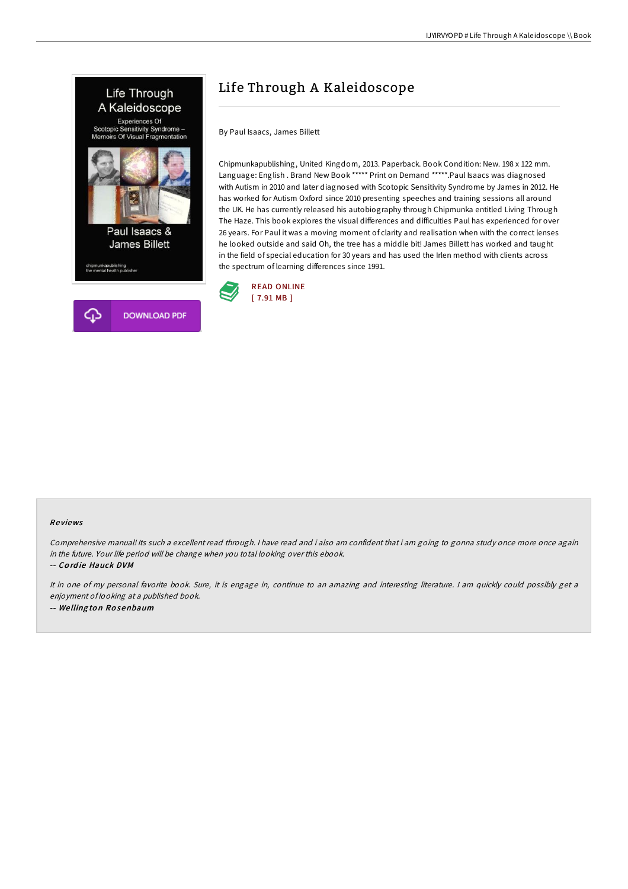# Life Through A Kaleidoscope

By Paul Isaacs, James Billett

Chipmunkapublishing, United Kingdom, 2013. Paperback. Book Condition: New. 198 x 122 mm. Language: English . Brand New Book ***** Print on Demand *****.Paul Isaacs was diagnosed with Autism in 2010 and later diagnosed with Scotopic Sensitivity Syndrome by James in 2012. He has worked for Autism Oxford since 2010 presenting speeches and training sessions all around the UK. He has currently released his autobiography through Chipmunka entitled Living Through The Haze. This book explores the visual differences and difficulties Paul has experienced for over 26 years. For Paul it was a moving moment of clarity and realisation when with the correct lenses he looked outside and said Oh, the tree has a middle bit! James Billett has worked and taught in the field of special education for 30 years and has used the Irlen method with clients across the spectrum of learning differences since 1991.

READ ONLINE
[ 7.91 MB ]

DOWNLOAD PDF

### Reviews

*Comprehensive manual! Its such a excellent read through. I have read and i also am confident that i am going to gonna study once more once again in the future. Your life period will be change when you total looking over this ebook.*

-- **Cordie Hauck DVM**

*It in one of my personal favorite book. Sure, it is engage in, continue to an amazing and interesting literature. I am quickly could possibly get a enjoyment of looking at a published book.*

-- **Wellington Rosenbaum**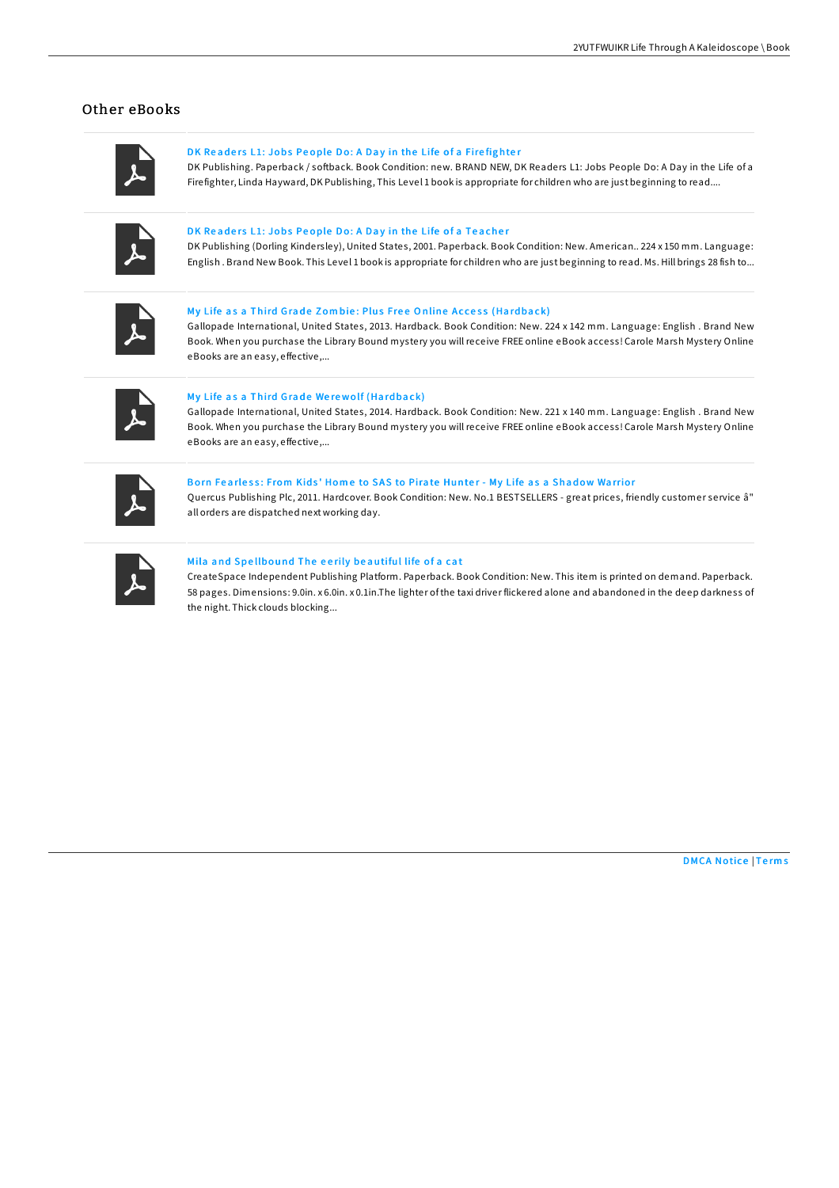## Other eBooks

### DK Readers L1: Jobs People Do: A Day in the Life of a Firefighter

DK Publishing. Paperback / softback. Book Condition: new. BRAND NEW, DK Readers L1: Jobs People Do: A Day in the Life of a Firefighter, Linda Hayward, DK Publishing, This Level 1 book is appropriate for children who are just beginning to read....

### DK Readers L1: Jobs People Do: A Day in the Life of a Teacher

DK Publishing (Dorling Kindersley), United States, 2001. Paperback. Book Condition: New. American.. 224 x 150 mm. Language: English . Brand New Book. This Level 1 book is appropriate for children who are just beginning to read. Ms. Hill brings 28 fish to...

### My Life as a Third Grade Zombie: Plus Free Online Access (Hardback)

Gallopade International, United States, 2013. Hardback. Book Condition: New. 224 x 142 mm. Language: English . Brand New Book. When you purchase the Library Bound mystery you will receive FREE online eBook access! Carole Marsh Mystery Online eBooks are an easy, effective,...

### My Life as a Third Grade Werewolf (Hardback)

Gallopade International, United States, 2014. Hardback. Book Condition: New. 221 x 140 mm. Language: English . Brand New Book. When you purchase the Library Bound mystery you will receive FREE online eBook access! Carole Marsh Mystery Online eBooks are an easy, effective,...

### Born Fearless: From Kids' Home to SAS to Pirate Hunter - My Life as a Shadow Warrior

Quercus Publishing Plc, 2011. Hardcover. Book Condition: New. No.1 BESTSELLERS - great prices, friendly customer service â" all orders are dispatched next working day.

### Mila and Spellbound The eerily beautiful life of a cat

CreateSpace Independent Publishing Platform. Paperback. Book Condition: New. This item is printed on demand. Paperback. 58 pages. Dimensions: 9.0in. x 6.0in. x 0.1in.The lighter of the taxi driver flickered alone and abandoned in the deep darkness of the night. Thick clouds blocking...